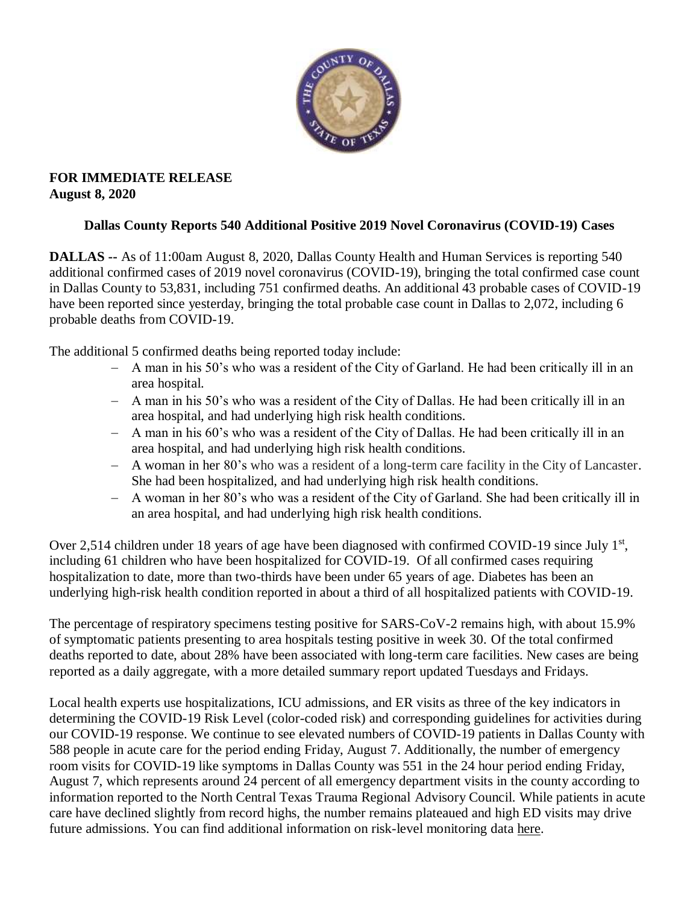**FOR IMMEDIATE RELEASE**
**August 8, 2020**

### Dallas County Reports 540 Additional Positive 2019 Novel Coronavirus (COVID-19) Cases

**DALLAS --** As of 11:00am August 8, 2020, Dallas County Health and Human Services is reporting 540 additional confirmed cases of 2019 novel coronavirus (COVID-19), bringing the total confirmed case count in Dallas County to 53,831, including 751 confirmed deaths. An additional 43 probable cases of COVID-19 have been reported since yesterday, bringing the total probable case count in Dallas to 2,072, including 6 probable deaths from COVID-19.

The additional 5 confirmed deaths being reported today include:

- A man in his 50's who was a resident of the City of Garland. He had been critically ill in an area hospital.
- A man in his 50's who was a resident of the City of Dallas. He had been critically ill in an area hospital, and had underlying high risk health conditions.
- A man in his 60's who was a resident of the City of Dallas. He had been critically ill in an area hospital, and had underlying high risk health conditions.
- A woman in her 80's who was a resident of a long-term care facility in the City of Lancaster. She had been hospitalized, and had underlying high risk health conditions.
- A woman in her 80's who was a resident of the City of Garland. She had been critically ill in an area hospital, and had underlying high risk health conditions.

Over 2,514 children under 18 years of age have been diagnosed with confirmed COVID-19 since July 1st, including 61 children who have been hospitalized for COVID-19. Of all confirmed cases requiring hospitalization to date, more than two-thirds have been under 65 years of age. Diabetes has been an underlying high-risk health condition reported in about a third of all hospitalized patients with COVID-19.

The percentage of respiratory specimens testing positive for SARS-CoV-2 remains high, with about 15.9% of symptomatic patients presenting to area hospitals testing positive in week 30. Of the total confirmed deaths reported to date, about 28% have been associated with long-term care facilities. New cases are being reported as a daily aggregate, with a more detailed summary report updated Tuesdays and Fridays.

Local health experts use hospitalizations, ICU admissions, and ER visits as three of the key indicators in determining the COVID-19 Risk Level (color-coded risk) and corresponding guidelines for activities during our COVID-19 response. We continue to see elevated numbers of COVID-19 patients in Dallas County with 588 people in acute care for the period ending Friday, August 7. Additionally, the number of emergency room visits for COVID-19 like symptoms in Dallas County was 551 in the 24 hour period ending Friday, August 7, which represents around 24 percent of all emergency department visits in the county according to information reported to the North Central Texas Trauma Regional Advisory Council. While patients in acute care have declined slightly from record highs, the number remains plateaued and high ED visits may drive future admissions. You can find additional information on risk-level monitoring data here.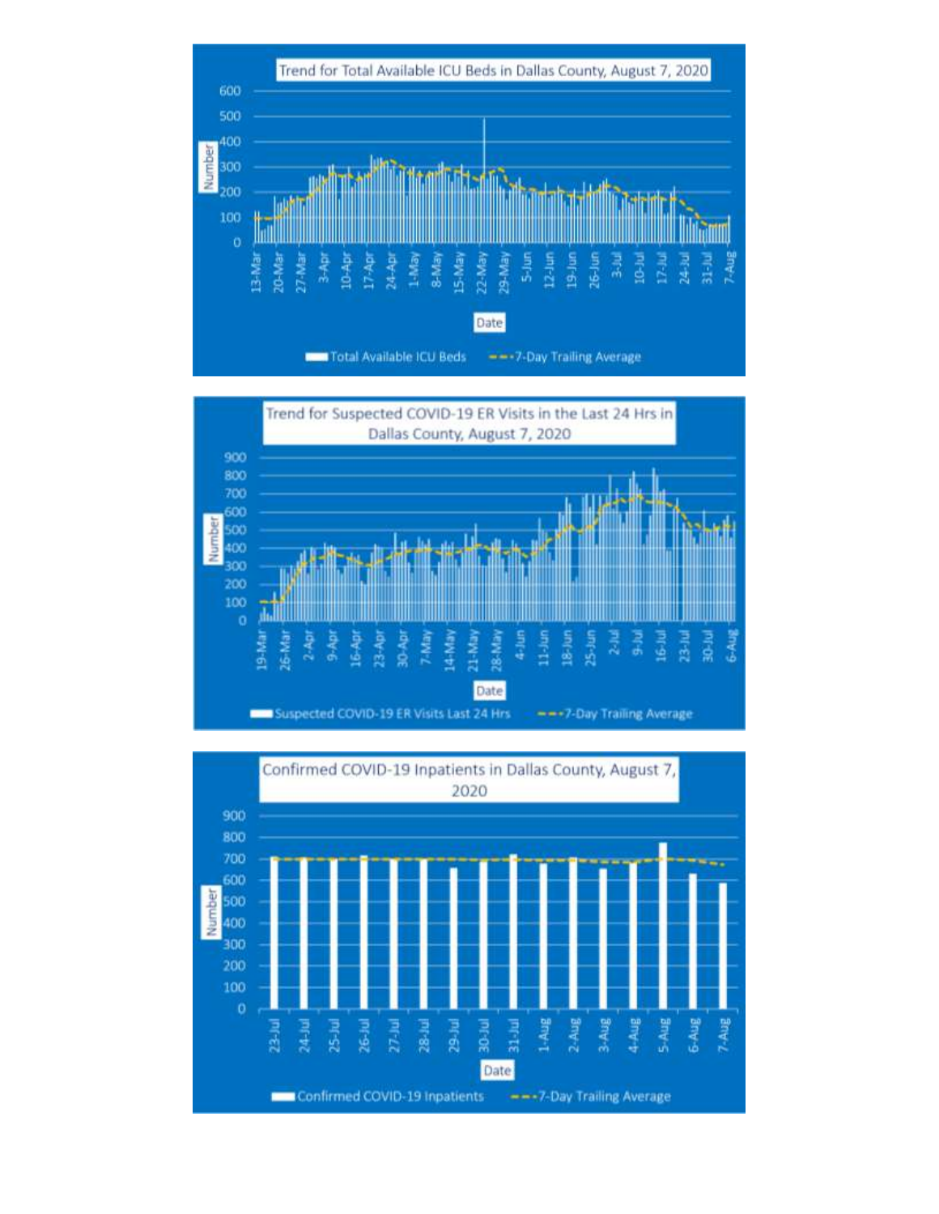Trend for Total Available ICU Beds in Dallas County, August 7, 2020

Trend for Suspected COVID-19 ER Visits in the Last 24 Hrs in Dallas County, August 7, 2020

Confirmed COVID-19 Inpatients in Dallas County, August 7, 2020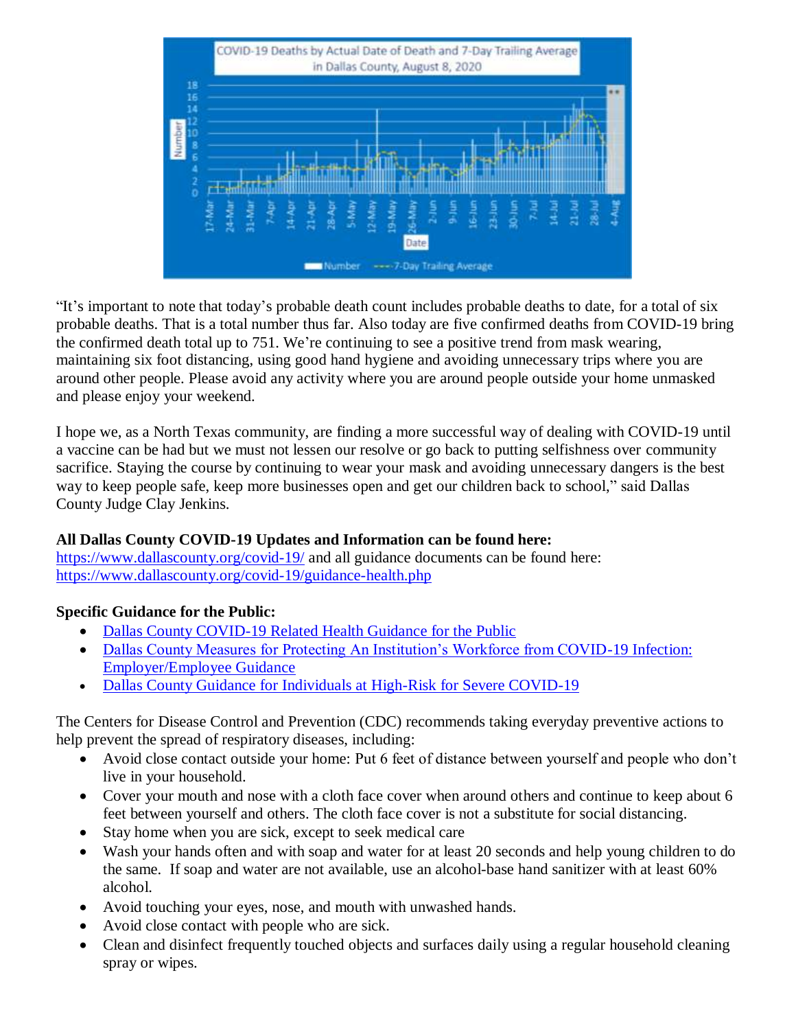"It's important to note that today's probable death count includes probable deaths to date, for a total of six probable deaths. That is a total number thus far. Also today are five confirmed deaths from COVID-19 bring the confirmed death total up to 751. We're continuing to see a positive trend from mask wearing, maintaining six foot distancing, using good hand hygiene and avoiding unnecessary trips where you are around other people. Please avoid any activity where you are around people outside your home unmasked and please enjoy your weekend.

I hope we, as a North Texas community, are finding a more successful way of dealing with COVID-19 until a vaccine can be had but we must not lessen our resolve or go back to putting selfishness over community sacrifice. Staying the course by continuing to wear your mask and avoiding unnecessary dangers is the best way to keep people safe, keep more businesses open and get our children back to school," said Dallas County Judge Clay Jenkins.

**All Dallas County COVID-19 Updates and Information can be found here:**
https://www.dallascounty.org/covid-19/ and all guidance documents can be found here:
https://www.dallascounty.org/covid-19/guidance-health.php

**Specific Guidance for the Public:**

- Dallas County COVID-19 Related Health Guidance for the Public
- Dallas County Measures for Protecting An Institution's Workforce from COVID-19 Infection: Employer/Employee Guidance
- Dallas County Guidance for Individuals at High-Risk for Severe COVID-19

The Centers for Disease Control and Prevention (CDC) recommends taking everyday preventive actions to help prevent the spread of respiratory diseases, including:

- Avoid close contact outside your home: Put 6 feet of distance between yourself and people who don't live in your household.
- Cover your mouth and nose with a cloth face cover when around others and continue to keep about 6 feet between yourself and others. The cloth face cover is not a substitute for social distancing.
- Stay home when you are sick, except to seek medical care
- Wash your hands often and with soap and water for at least 20 seconds and help young children to do the same. If soap and water are not available, use an alcohol-base hand sanitizer with at least 60% alcohol.
- Avoid touching your eyes, nose, and mouth with unwashed hands.
- Avoid close contact with people who are sick.
- Clean and disinfect frequently touched objects and surfaces daily using a regular household cleaning spray or wipes.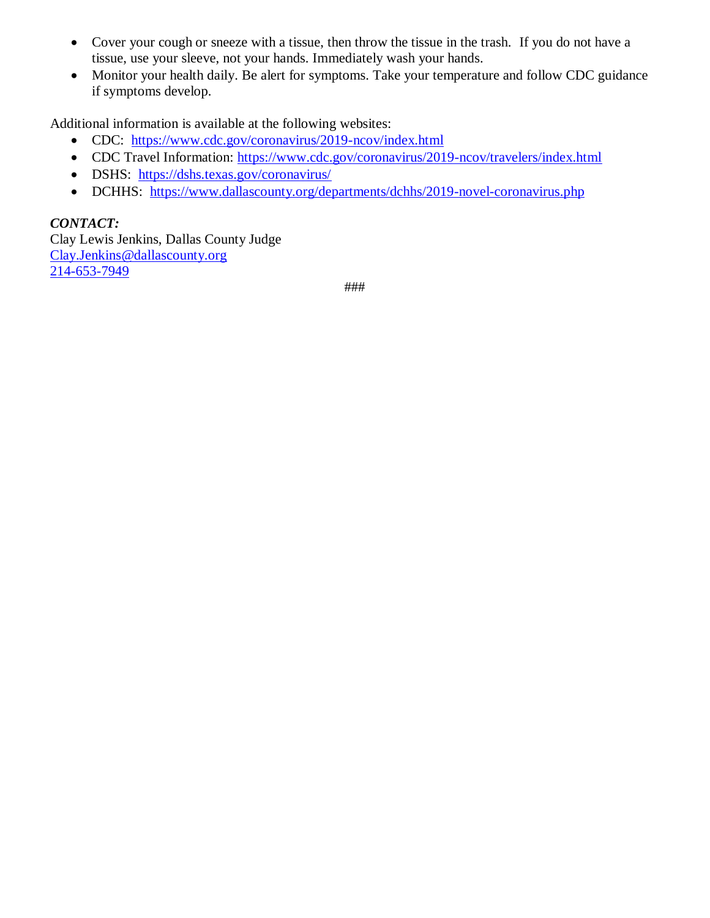- Cover your cough or sneeze with a tissue, then throw the tissue in the trash. If you do not have a tissue, use your sleeve, not your hands. Immediately wash your hands.
- Monitor your health daily. Be alert for symptoms. Take your temperature and follow CDC guidance if symptoms develop.

Additional information is available at the following websites:

- CDC: https://www.cdc.gov/coronavirus/2019-ncov/index.html
- CDC Travel Information: https://www.cdc.gov/coronavirus/2019-ncov/travelers/index.html
- DSHS: https://dshs.texas.gov/coronavirus/
- DCHHS: https://www.dallascounty.org/departments/dchhs/2019-novel-coronavirus.php

***CONTACT:***
Clay Lewis Jenkins, Dallas County Judge
Clay.Jenkins@dallascounty.org
214-653-7949

###